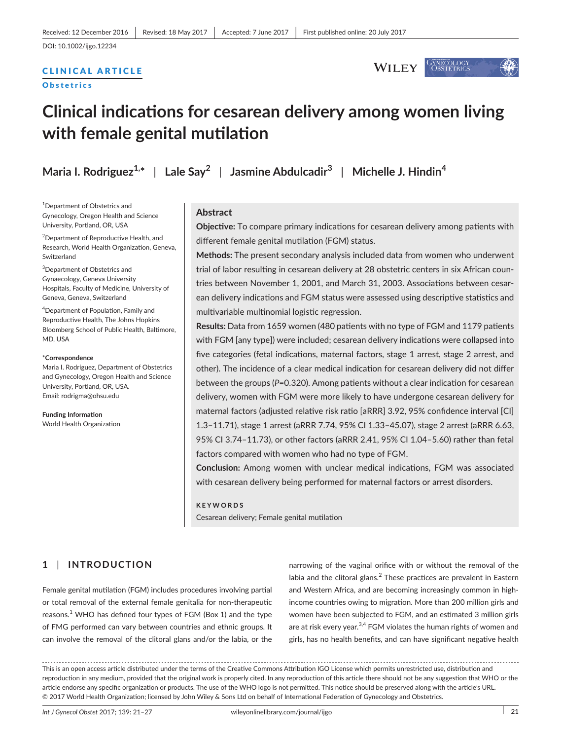Received: 12 December 2016 | Revised: 18 May 2017 | Accepted: 7 June 2017 | First published online: 20 July 2017

DOI: 10.1002/ijgo.12234

**CLINICAL ARTICLE**

**Obstetrics**

# Clinical indications for cesarean delivery among women living with female genital mutilation

**Maria I. Rodriguez[1,*] | Lale Say[2] | Jasmine Abdulcadir[3] | Michelle J. Hindin[4]**

[1]Department of Obstetrics and Gynecology, Oregon Health and Science University, Portland, OR, USA

[2]Department of Reproductive Health, and Research, World Health Organization, Geneva, Switzerland

[3]Department of Obstetrics and Gynaecology, Geneva University Hospitals, Faculty of Medicine, University of Geneva, Geneva, Switzerland

[4]Department of Population, Family and Reproductive Health, The Johns Hopkins Bloomberg School of Public Health, Baltimore, MD, USA

**\*Correspondence**

Maria I. Rodriguez, Department of Obstetrics and Gynecology, Oregon Health and Science University, Portland, OR, USA.
Email: rodrigma@ohsu.edu

**Funding Information**

World Health Organization

## Abstract

**Objective:** To compare primary indications for cesarean delivery among patients with different female genital mutilation (FGM) status.

**Methods:** The present secondary analysis included data from women who underwent trial of labor resulting in cesarean delivery at 28 obstetric centers in six African countries between November 1, 2001, and March 31, 2003. Associations between cesarean delivery indications and FGM status were assessed using descriptive statistics and multivariable multinomial logistic regression.

**Results:** Data from 1659 women (480 patients with no type of FGM and 1179 patients with FGM [any type]) were included; cesarean delivery indications were collapsed into five categories (fetal indications, maternal factors, stage 1 arrest, stage 2 arrest, and other). The incidence of a clear medical indication for cesarean delivery did not differ between the groups ($P$=0.320). Among patients without a clear indication for cesarean delivery, women with FGM were more likely to have undergone cesarean delivery for maternal factors (adjusted relative risk ratio [aRRR] 3.92, 95% confidence interval [CI] 1.3–11.71), stage 1 arrest (aRRR 7.74, 95% CI 1.33–45.07), stage 2 arrest (aRRR 6.63, 95% CI 3.74–11.73), or other factors (aRRR 2.41, 95% CI 1.04–5.60) rather than fetal factors compared with women who had no type of FGM.

**Conclusion:** Among women with unclear medical indications, FGM was associated with cesarean delivery being performed for maternal factors or arrest disorders.

**KEYWORDS**

Cesarean delivery; Female genital mutilation

## 1 | INTRODUCTION

Female genital mutilation (FGM) includes procedures involving partial or total removal of the external female genitalia for non-therapeutic reasons.[1] WHO has defined four types of FGM (Box 1) and the type of FMG performed can vary between countries and ethnic groups. It can involve the removal of the clitoral glans and/or the labia, or the narrowing of the vaginal orifice with or without the removal of the labia and the clitoral glans.[2] These practices are prevalent in Eastern and Western Africa, and are becoming increasingly common in high-income countries owing to migration. More than 200 million girls and women have been subjected to FGM, and an estimated 3 million girls are at risk every year.[3,4] FGM violates the human rights of women and girls, has no health benefits, and can have significant negative health

This is an open access article distributed under the terms of the Creative Commons Attribution IGO License which permits unrestricted use, distribution and reproduction in any medium, provided that the original work is properly cited. In any reproduction of this article there should not be any suggestion that WHO or the article endorse any specific organization or products. The use of the WHO logo is not permitted. This notice should be preserved along with the article's URL.
© 2017 World Health Organization; licensed by John Wiley & Sons Ltd on behalf of International Federation of Gynecology and Obstetrics.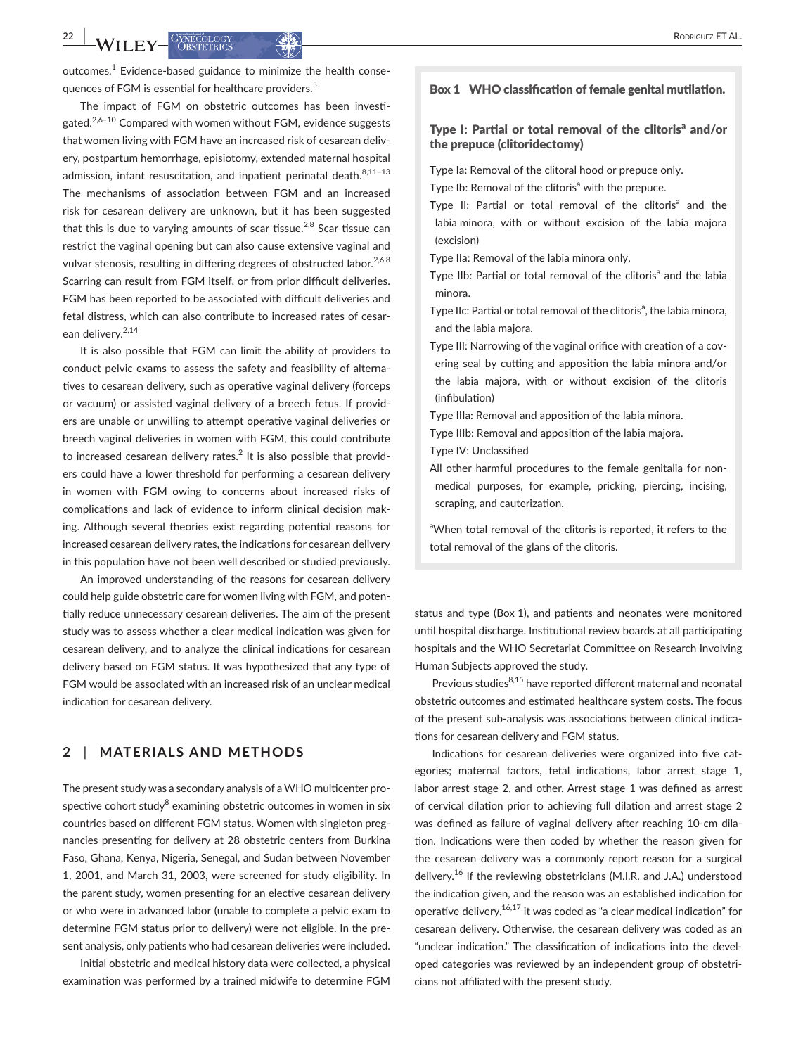outcomes.[1] Evidence-based guidance to minimize the health consequences of FGM is essential for healthcare providers.[5]

The impact of FGM on obstetric outcomes has been investigated.[2,6–10] Compared with women without FGM, evidence suggests that women living with FGM have an increased risk of cesarean delivery, postpartum hemorrhage, episiotomy, extended maternal hospital admission, infant resuscitation, and inpatient perinatal death.[8,11–13] The mechanisms of association between FGM and an increased risk for cesarean delivery are unknown, but it has been suggested that this is due to varying amounts of scar tissue.[2,8] Scar tissue can restrict the vaginal opening but can also cause extensive vaginal and vulvar stenosis, resulting in differing degrees of obstructed labor.[2,6,8] Scarring can result from FGM itself, or from prior difficult deliveries. FGM has been reported to be associated with difficult deliveries and fetal distress, which can also contribute to increased rates of cesarean delivery.[2,14]

It is also possible that FGM can limit the ability of providers to conduct pelvic exams to assess the safety and feasibility of alternatives to cesarean delivery, such as operative vaginal delivery (forceps or vacuum) or assisted vaginal delivery of a breech fetus. If providers are unable or unwilling to attempt operative vaginal deliveries or breech vaginal deliveries in women with FGM, this could contribute to increased cesarean delivery rates.[2] It is also possible that providers could have a lower threshold for performing a cesarean delivery in women with FGM owing to concerns about increased risks of complications and lack of evidence to inform clinical decision making. Although several theories exist regarding potential reasons for increased cesarean delivery rates, the indications for cesarean delivery in this population have not been well described or studied previously.

An improved understanding of the reasons for cesarean delivery could help guide obstetric care for women living with FGM, and potentially reduce unnecessary cesarean deliveries. The aim of the present study was to assess whether a clear medical indication was given for cesarean delivery, and to analyze the clinical indications for cesarean delivery based on FGM status. It was hypothesized that any type of FGM would be associated with an increased risk of an unclear medical indication for cesarean delivery.

## 2 | MATERIALS AND METHODS

The present study was a secondary analysis of a WHO multicenter prospective cohort study[8] examining obstetric outcomes in women in six countries based on different FGM status. Women with singleton pregnancies presenting for delivery at 28 obstetric centers from Burkina Faso, Ghana, Kenya, Nigeria, Senegal, and Sudan between November 1, 2001, and March 31, 2003, were screened for study eligibility. In the parent study, women presenting for an elective cesarean delivery or who were in advanced labor (unable to complete a pelvic exam to determine FGM status prior to delivery) were not eligible. In the present analysis, only patients who had cesarean deliveries were included.

Initial obstetric and medical history data were collected, a physical examination was performed by a trained midwife to determine FGM status and type (Box 1), and patients and neonates were monitored until hospital discharge. Institutional review boards at all participating hospitals and the WHO Secretariat Committee on Research Involving Human Subjects approved the study.

Previous studies[8,15] have reported different maternal and neonatal obstetric outcomes and estimated healthcare system costs. The focus of the present sub-analysis was associations between clinical indications for cesarean delivery and FGM status.

Indications for cesarean deliveries were organized into five categories; maternal factors, fetal indications, labor arrest stage 1, labor arrest stage 2, and other. Arrest stage 1 was defined as arrest of cervical dilation prior to achieving full dilation and arrest stage 2 was defined as failure of vaginal delivery after reaching 10-cm dilation. Indications were then coded by whether the reason given for the cesarean delivery was a commonly report reason for a surgical delivery.[16] If the reviewing obstetricians (M.I.R. and J.A.) understood the indication given, and the reason was an established indication for operative delivery,[16,17] it was coded as "a clear medical indication" for cesarean delivery. Otherwise, the cesarean delivery was coded as an "unclear indication." The classification of indications into the developed categories was reviewed by an independent group of obstetricians not affiliated with the present study.

---

**Box 1 WHO classification of female genital mutilation.**

**Type I: Partial or total removal of the clitoris[a] and/or the prepuce (clitoridectomy)**

Type Ia: Removal of the clitoral hood or prepuce only.

Type Ib: Removal of the clitoris[a] with the prepuce.

Type II: Partial or total removal of the clitoris[a] and the labia minora, with or without excision of the labia majora (excision)

Type IIa: Removal of the labia minora only.

Type IIb: Partial or total removal of the clitoris[a] and the labia minora.

Type IIc: Partial or total removal of the clitoris[a], the labia minora, and the labia majora.

Type III: Narrowing of the vaginal orifice with creation of a covering seal by cutting and apposition the labia minora and/or the labia majora, with or without excision of the clitoris (infibulation)

Type IIIa: Removal and apposition of the labia minora.

Type IIIb: Removal and apposition of the labia majora.

Type IV: Unclassified

All other harmful procedures to the female genitalia for non-medical purposes, for example, pricking, piercing, incising, scraping, and cauterization.

[a]When total removal of the clitoris is reported, it refers to the total removal of the glans of the clitoris.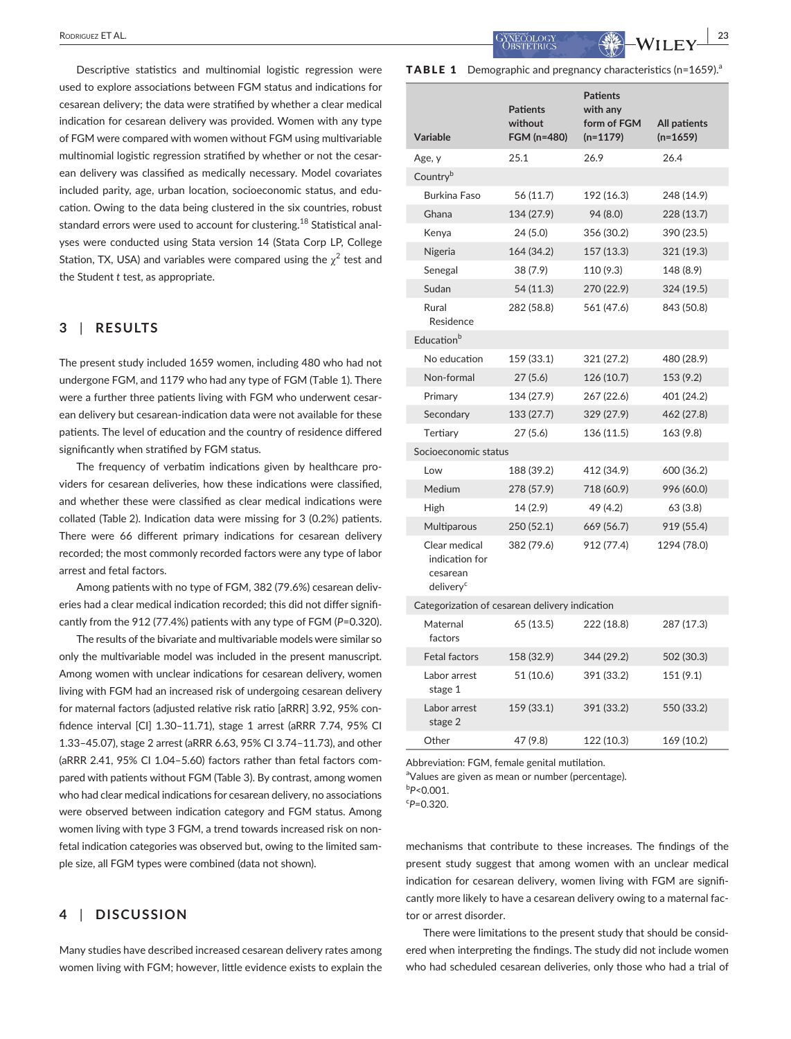Descriptive statistics and multinomial logistic regression were used to explore associations between FGM status and indications for cesarean delivery; the data were stratified by whether a clear medical indication for cesarean delivery was provided. Women with any type of FGM were compared with women without FGM using multivariable multinomial logistic regression stratified by whether or not the cesarean delivery was classified as medically necessary. Model covariates included parity, age, urban location, socioeconomic status, and education. Owing to the data being clustered in the six countries, robust standard errors were used to account for clustering.[18] Statistical analyses were conducted using Stata version 14 (Stata Corp LP, College Station, TX, USA) and variables were compared using the $\chi^2$ test and the Student *t* test, as appropriate.

## 3 | RESULTS

The present study included 1659 women, including 480 who had not undergone FGM, and 1179 who had any type of FGM (Table 1). There were a further three patients living with FGM who underwent cesarean delivery but cesarean-indication data were not available for these patients. The level of education and the country of residence differed significantly when stratified by FGM status.

The frequency of verbatim indications given by healthcare providers for cesarean deliveries, how these indications were classified, and whether these were classified as clear medical indications were collated (Table 2). Indication data were missing for 3 (0.2%) patients. There were 66 different primary indications for cesarean delivery recorded; the most commonly recorded factors were any type of labor arrest and fetal factors.

Among patients with no type of FGM, 382 (79.6%) cesarean deliveries had a clear medical indication recorded; this did not differ significantly from the 912 (77.4%) patients with any type of FGM ($P$=0.320).

The results of the bivariate and multivariable models were similar so only the multivariable model was included in the present manuscript. Among women with unclear indications for cesarean delivery, women living with FGM had an increased risk of undergoing cesarean delivery for maternal factors (adjusted relative risk ratio [aRRR] 3.92, 95% confidence interval [CI] 1.30–11.71), stage 1 arrest (aRRR 7.74, 95% CI 1.33–45.07), stage 2 arrest (aRRR 6.63, 95% CI 3.74–11.73), and other (aRRR 2.41, 95% CI 1.04–5.60) factors rather than fetal factors compared with patients without FGM (Table 3). By contrast, among women who had clear medical indications for cesarean delivery, no associations were observed between indication category and FGM status. Among women living with type 3 FGM, a trend towards increased risk on nonfetal indication categories was observed but, owing to the limited sample size, all FGM types were combined (data not shown).

**TABLE 1** Demographic and pregnancy characteristics (n=1659).[a]

| Variable | Patients without FGM (n=480) | Patients with any form of FGM (n=1179) | All patients (n=1659) |
|---|---|---|---|
| Age, y | 25.1 | 26.9 | 26.4 |
| Country[b] | | | |
| Burkina Faso | 56 (11.7) | 192 (16.3) | 248 (14.9) |
| Ghana | 134 (27.9) | 94 (8.0) | 228 (13.7) |
| Kenya | 24 (5.0) | 356 (30.2) | 390 (23.5) |
| Nigeria | 164 (34.2) | 157 (13.3) | 321 (19.3) |
| Senegal | 38 (7.9) | 110 (9.3) | 148 (8.9) |
| Sudan | 54 (11.3) | 270 (22.9) | 324 (19.5) |
| Rural Residence | 282 (58.8) | 561 (47.6) | 843 (50.8) |
| Education[b] | | | |
| No education | 159 (33.1) | 321 (27.2) | 480 (28.9) |
| Non-formal | 27 (5.6) | 126 (10.7) | 153 (9.2) |
| Primary | 134 (27.9) | 267 (22.6) | 401 (24.2) |
| Secondary | 133 (27.7) | 329 (27.9) | 462 (27.8) |
| Tertiary | 27 (5.6) | 136 (11.5) | 163 (9.8) |
| Socioeconomic status | | | |
| Low | 188 (39.2) | 412 (34.9) | 600 (36.2) |
| Medium | 278 (57.9) | 718 (60.9) | 996 (60.0) |
| High | 14 (2.9) | 49 (4.2) | 63 (3.8) |
| Multiparous | 250 (52.1) | 669 (56.7) | 919 (55.4) |
| Clear medical indication for cesarean delivery[c] | 382 (79.6) | 912 (77.4) | 1294 (78.0) |
| Categorization of cesarean delivery indication | | | |
| Maternal factors | 65 (13.5) | 222 (18.8) | 287 (17.3) |
| Fetal factors | 158 (32.9) | 344 (29.2) | 502 (30.3) |
| Labor arrest stage 1 | 51 (10.6) | 391 (33.2) | 151 (9.1) |
| Labor arrest stage 2 | 159 (33.1) | 391 (33.2) | 550 (33.2) |
| Other | 47 (9.8) | 122 (10.3) | 169 (10.2) |

Abbreviation: FGM, female genital mutilation.
[a]Values are given as mean or number (percentage).
[b]$P$<0.001.
[c]$P$=0.320.

## 4 | DISCUSSION

Many studies have described increased cesarean delivery rates among women living with FGM; however, little evidence exists to explain the mechanisms that contribute to these increases. The findings of the present study suggest that among women with an unclear medical indication for cesarean delivery, women living with FGM are significantly more likely to have a cesarean delivery owing to a maternal factor or arrest disorder.

There were limitations to the present study that should be considered when interpreting the findings. The study did not include women who had scheduled cesarean deliveries, only those who had a trial of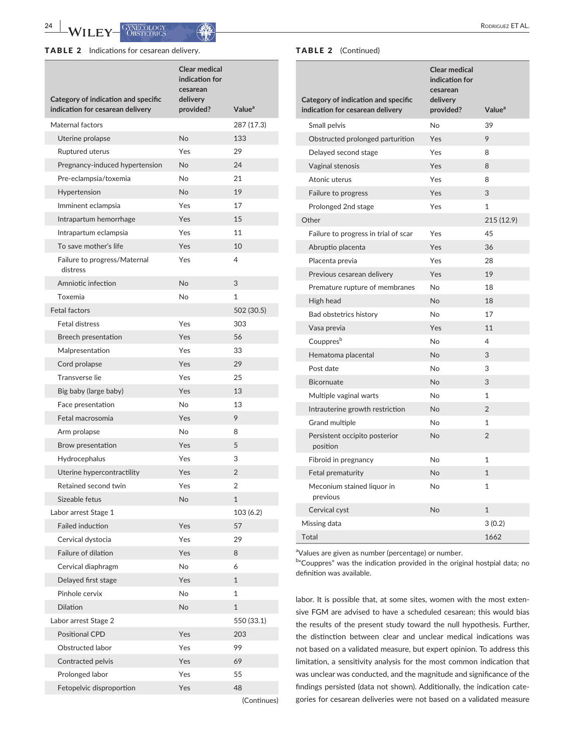**TABLE 2** Indications for cesarean delivery.

| Category of indication and specific indication for cesarean delivery | Clear medical indication for cesarean delivery provided? | Value[a] |
|---|---|---|
| Maternal factors | | 287 (17.3) |
| Uterine prolapse | No | 133 |
| Ruptured uterus | Yes | 29 |
| Pregnancy-induced hypertension | No | 24 |
| Pre-eclampsia/toxemia | No | 21 |
| Hypertension | No | 19 |
| Imminent eclampsia | Yes | 17 |
| Intrapartum hemorrhage | Yes | 15 |
| Intrapartum eclampsia | Yes | 11 |
| To save mother's life | Yes | 10 |
| Failure to progress/Maternal distress | Yes | 4 |
| Amniotic infection | No | 3 |
| Toxemia | No | 1 |
| Fetal factors | | 502 (30.5) |
| Fetal distress | Yes | 303 |
| Breech presentation | Yes | 56 |
| Malpresentation | Yes | 33 |
| Cord prolapse | Yes | 29 |
| Transverse lie | Yes | 25 |
| Big baby (large baby) | Yes | 13 |
| Face presentation | No | 13 |
| Fetal macrosomia | Yes | 9 |
| Arm prolapse | No | 8 |
| Brow presentation | Yes | 5 |
| Hydrocephalus | Yes | 3 |
| Uterine hypercontractility | Yes | 2 |
| Retained second twin | Yes | 2 |
| Sizeable fetus | No | 1 |
| Labor arrest Stage 1 | | 103 (6.2) |
| Failed induction | Yes | 57 |
| Cervical dystocia | Yes | 29 |
| Failure of dilation | Yes | 8 |
| Cervical diaphragm | No | 6 |
| Delayed first stage | Yes | 1 |
| Pinhole cervix | No | 1 |
| Dilation | No | 1 |
| Labor arrest Stage 2 | | 550 (33.1) |
| Positional CPD | Yes | 203 |
| Obstructed labor | Yes | 99 |
| Contracted pelvis | Yes | 69 |
| Prolonged labor | Yes | 55 |
| Fetopelvic disproportion | Yes | 48 |
| Small pelvis | No | 39 |
| Obstructed prolonged parturition | Yes | 9 |
| Delayed second stage | Yes | 8 |
| Vaginal stenosis | Yes | 8 |
| Atonic uterus | Yes | 8 |
| Failure to progress | Yes | 3 |
| Prolonged 2nd stage | Yes | 1 |
| Other | | 215 (12.9) |
| Failure to progress in trial of scar | Yes | 45 |
| Abruptio placenta | Yes | 36 |
| Placenta previa | Yes | 28 |
| Previous cesarean delivery | Yes | 19 |
| Premature rupture of membranes | No | 18 |
| High head | No | 18 |
| Bad obstetrics history | No | 17 |
| Vasa previa | Yes | 11 |
| Couppres[b] | No | 4 |
| Hematoma placental | No | 3 |
| Post date | No | 3 |
| Bicornuate | No | 3 |
| Multiple vaginal warts | No | 1 |
| Intrauterine growth restriction | No | 2 |
| Grand multiple | No | 1 |
| Persistent occipito posterior position | No | 2 |
| Fibroid in pregnancy | No | 1 |
| Fetal prematurity | No | 1 |
| Meconium stained liquor in previous | No | 1 |
| Cervical cyst | No | 1 |
| Missing data | | 3 (0.2) |
| Total | | 1662 |

[a]Values are given as number (percentage) or number.

[b]"Couppres" was the indication provided in the original hostpial data; no definition was available.

labor. It is possible that, at some sites, women with the most extensive FGM are advised to have a scheduled cesarean; this would bias the results of the present study toward the null hypothesis. Further, the distinction between clear and unclear medical indications was not based on a validated measure, but expert opinion. To address this limitation, a sensitivity analysis for the most common indication that was unclear was conducted, and the magnitude and significance of the findings persisted (data not shown). Additionally, the indication categories for cesarean deliveries were not based on a validated measure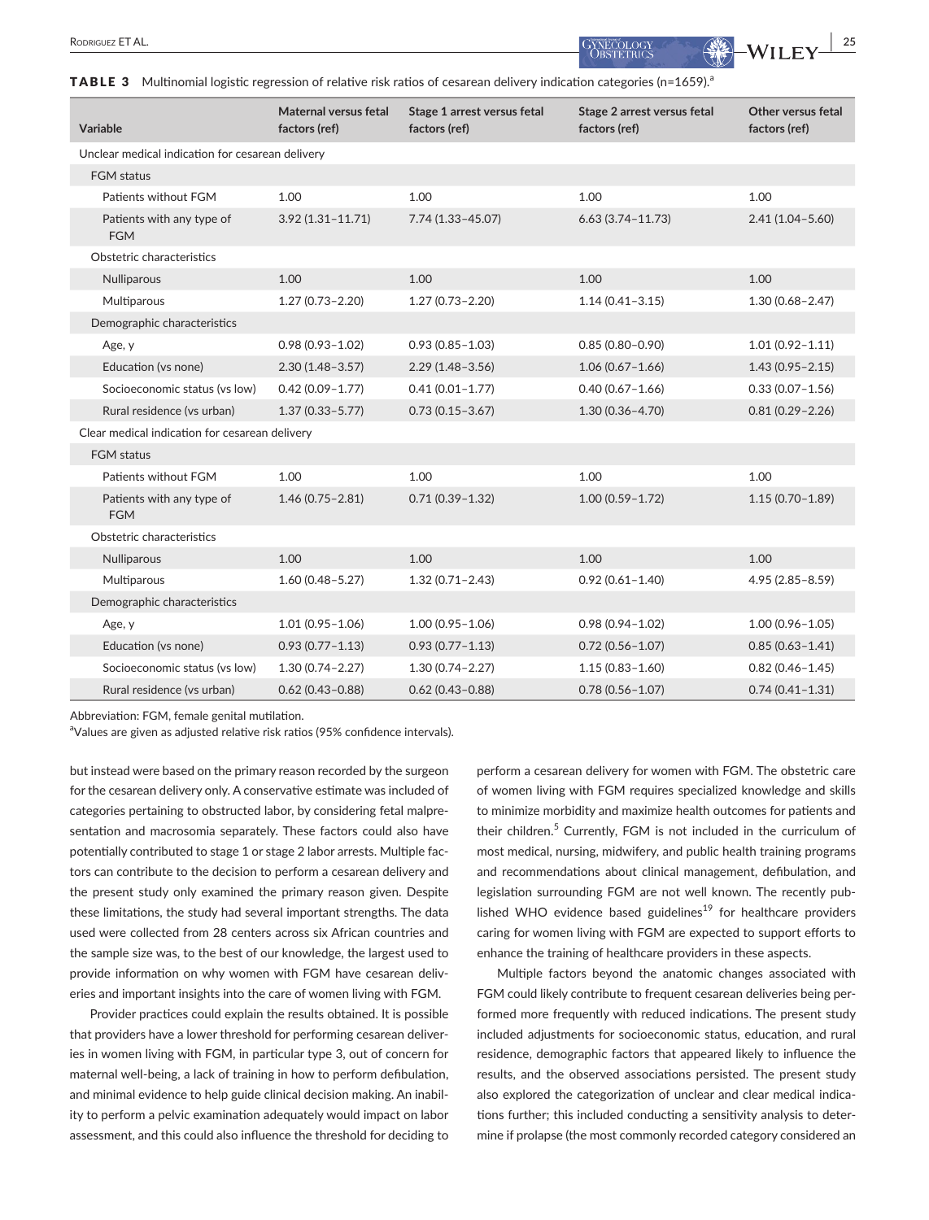**TABLE 3** Multinomial logistic regression of relative risk ratios of cesarean delivery indication categories (n=1659).[a]

| Variable | Maternal versus fetal factors (ref) | Stage 1 arrest versus fetal factors (ref) | Stage 2 arrest versus fetal factors (ref) | Other versus fetal factors (ref) |
|---|---|---|---|---|
| Unclear medical indication for cesarean delivery | | | | |
| FGM status | | | | |
| Patients without FGM | 1.00 | 1.00 | 1.00 | 1.00 |
| Patients with any type of FGM | 3.92 (1.31–11.71) | 7.74 (1.33–45.07) | 6.63 (3.74–11.73) | 2.41 (1.04–5.60) |
| Obstetric characteristics | | | | |
| Nulliparous | 1.00 | 1.00 | 1.00 | 1.00 |
| Multiparous | 1.27 (0.73–2.20) | 1.27 (0.73–2.20) | 1.14 (0.41–3.15) | 1.30 (0.68–2.47) |
| Demographic characteristics | | | | |
| Age, y | 0.98 (0.93–1.02) | 0.93 (0.85–1.03) | 0.85 (0.80–0.90) | 1.01 (0.92–1.11) |
| Education (vs none) | 2.30 (1.48–3.57) | 2.29 (1.48–3.56) | 1.06 (0.67–1.66) | 1.43 (0.95–2.15) |
| Socioeconomic status (vs low) | 0.42 (0.09–1.77) | 0.41 (0.01–1.77) | 0.40 (0.67–1.66) | 0.33 (0.07–1.56) |
| Rural residence (vs urban) | 1.37 (0.33–5.77) | 0.73 (0.15–3.67) | 1.30 (0.36–4.70) | 0.81 (0.29–2.26) |
| Clear medical indication for cesarean delivery | | | | |
| FGM status | | | | |
| Patients without FGM | 1.00 | 1.00 | 1.00 | 1.00 |
| Patients with any type of FGM | 1.46 (0.75–2.81) | 0.71 (0.39–1.32) | 1.00 (0.59–1.72) | 1.15 (0.70–1.89) |
| Obstetric characteristics | | | | |
| Nulliparous | 1.00 | 1.00 | 1.00 | 1.00 |
| Multiparous | 1.60 (0.48–5.27) | 1.32 (0.71–2.43) | 0.92 (0.61–1.40) | 4.95 (2.85–8.59) |
| Demographic characteristics | | | | |
| Age, y | 1.01 (0.95–1.06) | 1.00 (0.95–1.06) | 0.98 (0.94–1.02) | 1.00 (0.96–1.05) |
| Education (vs none) | 0.93 (0.77–1.13) | 0.93 (0.77–1.13) | 0.72 (0.56–1.07) | 0.85 (0.63–1.41) |
| Socioeconomic status (vs low) | 1.30 (0.74–2.27) | 1.30 (0.74–2.27) | 1.15 (0.83–1.60) | 0.82 (0.46–1.45) |
| Rural residence (vs urban) | 0.62 (0.43–0.88) | 0.62 (0.43–0.88) | 0.78 (0.56–1.07) | 0.74 (0.41–1.31) |

Abbreviation: FGM, female genital mutilation.
[a]Values are given as adjusted relative risk ratios (95% confidence intervals).

but instead were based on the primary reason recorded by the surgeon for the cesarean delivery only. A conservative estimate was included of categories pertaining to obstructed labor, by considering fetal malpresentation and macrosomia separately. These factors could also have potentially contributed to stage 1 or stage 2 labor arrests. Multiple factors can contribute to the decision to perform a cesarean delivery and the present study only examined the primary reason given. Despite these limitations, the study had several important strengths. The data used were collected from 28 centers across six African countries and the sample size was, to the best of our knowledge, the largest used to provide information on why women with FGM have cesarean deliveries and important insights into the care of women living with FGM.

Provider practices could explain the results obtained. It is possible that providers have a lower threshold for performing cesarean deliveries in women living with FGM, in particular type 3, out of concern for maternal well-being, a lack of training in how to perform defibulation, and minimal evidence to help guide clinical decision making. An inability to perform a pelvic examination adequately would impact on labor assessment, and this could also influence the threshold for deciding to perform a cesarean delivery for women with FGM. The obstetric care of women living with FGM requires specialized knowledge and skills to minimize morbidity and maximize health outcomes for patients and their children.[5] Currently, FGM is not included in the curriculum of most medical, nursing, midwifery, and public health training programs and recommendations about clinical management, defibulation, and legislation surrounding FGM are not well known. The recently published WHO evidence based guidelines[19] for healthcare providers caring for women living with FGM are expected to support efforts to enhance the training of healthcare providers in these aspects.

Multiple factors beyond the anatomic changes associated with FGM could likely contribute to frequent cesarean deliveries being performed more frequently with reduced indications. The present study included adjustments for socioeconomic status, education, and rural residence, demographic factors that appeared likely to influence the results, and the observed associations persisted. The present study also explored the categorization of unclear and clear medical indications further; this included conducting a sensitivity analysis to determine if prolapse (the most commonly recorded category considered an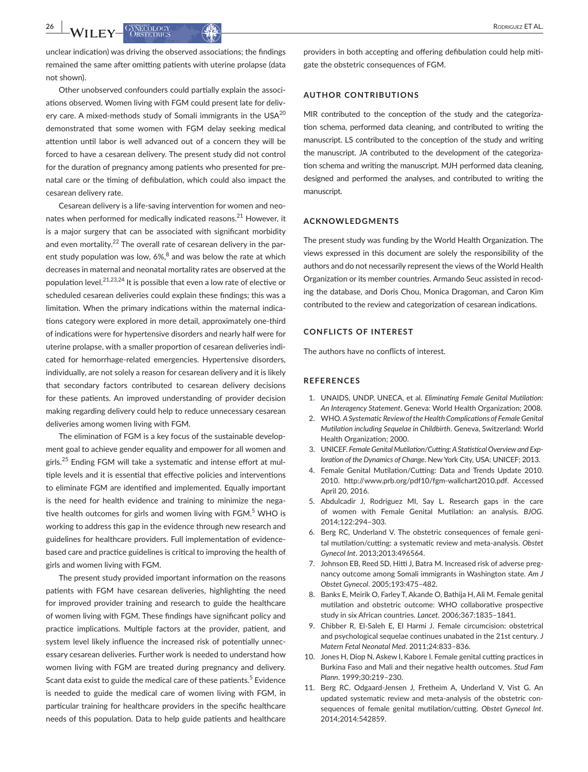unclear indication) was driving the observed associations; the findings remained the same after omitting patients with uterine prolapse (data not shown).

Other unobserved confounders could partially explain the associations observed. Women living with FGM could present late for delivery care. A mixed-methods study of Somali immigrants in the USA[20] demonstrated that some women with FGM delay seeking medical attention until labor is well advanced out of a concern they will be forced to have a cesarean delivery. The present study did not control for the duration of pregnancy among patients who presented for prenatal care or the timing of defibulation, which could also impact the cesarean delivery rate.

Cesarean delivery is a life-saving intervention for women and neonates when performed for medically indicated reasons.[21] However, it is a major surgery that can be associated with significant morbidity and even mortality.[22] The overall rate of cesarean delivery in the parent study population was low, 6%,[8] and was below the rate at which decreases in maternal and neonatal mortality rates are observed at the population level.[21,23,24] It is possible that even a low rate of elective or scheduled cesarean deliveries could explain these findings; this was a limitation. When the primary indications within the maternal indications category were explored in more detail, approximately one-third of indications were for hypertensive disorders and nearly half were for uterine prolapse, with a smaller proportion of cesarean deliveries indicated for hemorrhage-related emergencies. Hypertensive disorders, individually, are not solely a reason for cesarean delivery and it is likely that secondary factors contributed to cesarean delivery decisions for these patients. An improved understanding of provider decision making regarding delivery could help to reduce unnecessary cesarean deliveries among women living with FGM.

The elimination of FGM is a key focus of the sustainable development goal to achieve gender equality and empower for all women and girls.[25] Ending FGM will take a systematic and intense effort at multiple levels and it is essential that effective policies and interventions to eliminate FGM are identified and implemented. Equally important is the need for health evidence and training to minimize the negative health outcomes for girls and women living with FGM.[5] WHO is working to address this gap in the evidence through new research and guidelines for healthcare providers. Full implementation of evidence-based care and practice guidelines is critical to improving the health of girls and women living with FGM.

The present study provided important information on the reasons patients with FGM have cesarean deliveries, highlighting the need for improved provider training and research to guide the healthcare of women living with FGM. These findings have significant policy and practice implications. Multiple factors at the provider, patient, and system level likely influence the increased risk of potentially unnecessary cesarean deliveries. Further work is needed to understand how women living with FGM are treated during pregnancy and delivery. Scant data exist to guide the medical care of these patients.[5] Evidence is needed to guide the medical care of women living with FGM, in particular training for healthcare providers in the specific healthcare needs of this population. Data to help guide patients and healthcare providers in both accepting and offering defibulation could help mitigate the obstetric consequences of FGM.

## AUTHOR CONTRIBUTIONS

MIR contributed to the conception of the study and the categorization schema, performed data cleaning, and contributed to writing the manuscript. LS contributed to the conception of the study and writing the manuscript. JA contributed to the development of the categorization schema and writing the manuscript. MJH performed data cleaning, designed and performed the analyses, and contributed to writing the manuscript.

## ACKNOWLEDGMENTS

The present study was funding by the World Health Organization. The views expressed in this document are solely the responsibility of the authors and do not necessarily represent the views of the World Health Organization or its member countries. Armando Seuc assisted in recoding the database, and Doris Chou, Monica Dragoman, and Caron Kim contributed to the review and categorization of cesarean indications.

## CONFLICTS OF INTEREST

The authors have no conflicts of interest.

## REFERENCES

1. UNAIDS, UNDP, UNECA, et al. *Eliminating Female Genital Mutilation: An Interagency Statement*. Geneva: World Health Organization; 2008.
2. WHO. *A Systematic Review of the Health Complications of Female Genital Mutilation including Sequelae in Childbirth*. Geneva, Switzerland: World Health Organization; 2000.
3. UNICEF. *Female Genital Mutilation/Cutting: A Statistical Overview and Exploration of the Dynamics of Change*. New York City, USA: UNICEF; 2013.
4. Female Genital Mutilation/Cutting: Data and Trends Update 2010. 2010. http://www.prb.org/pdf10/fgm-wallchart2010.pdf. Accessed April 20, 2016.
5. Abdulcadir J, Rodriguez MI, Say L. Research gaps in the care of women with Female Genital Mutilation: an analysis. *BJOG*. 2014;122:294–303.
6. Berg RC, Underland V. The obstetric consequences of female genital mutilation/cutting: a systematic review and meta-analysis. *Obstet Gynecol Int*. 2013;2013:496564.
7. Johnson EB, Reed SD, Hitti J, Batra M. Increased risk of adverse pregnancy outcome among Somali immigrants in Washington state. *Am J Obstet Gynecol*. 2005;193:475–482.
8. Banks E, Meirik O, Farley T, Akande O, Bathija H, Ali M. Female genital mutilation and obstetric outcome: WHO collaborative prospective study in six African countries. *Lancet*. 2006;367:1835–1841.
9. Chibber R, El-Saleh E, El Harmi J. Female circumcision: obstetrical and psychological sequelae continues unabated in the 21st century. *J Matern Fetal Neonatal Med*. 2011;24:833–836.
10. Jones H, Diop N, Askew I, Kabore I. Female genital cutting practices in Burkina Faso and Mali and their negative health outcomes. *Stud Fam Plann*. 1999;30:219–230.
11. Berg RC, Odgaard-Jensen J, Fretheim A, Underland V, Vist G. An updated systematic review and meta-analysis of the obstetric consequences of female genital mutilation/cutting. *Obstet Gynecol Int*. 2014;2014:542859.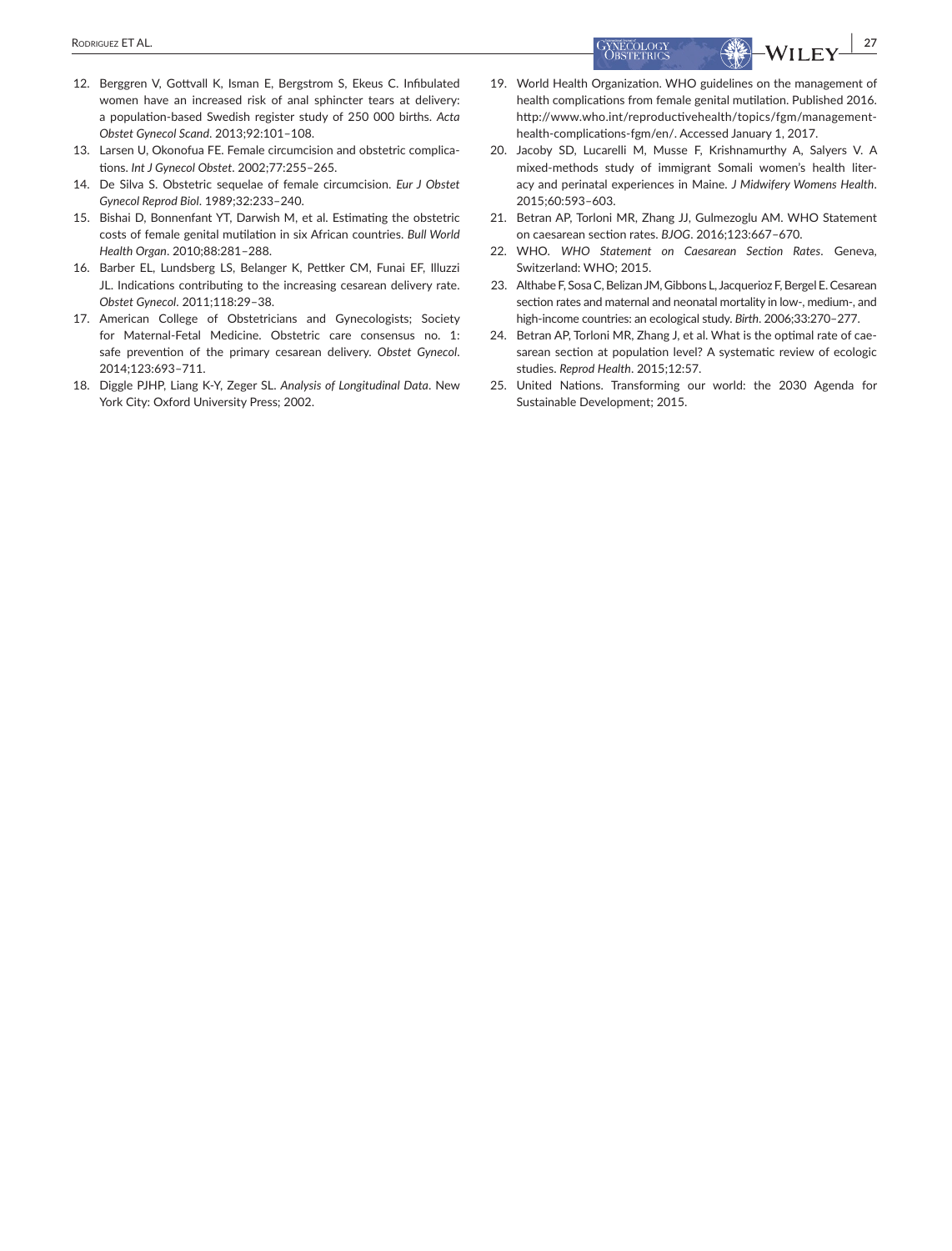12. Berggren V, Gottvall K, Isman E, Bergstrom S, Ekeus C. Infibulated women have an increased risk of anal sphincter tears at delivery: a population-based Swedish register study of 250 000 births. *Acta Obstet Gynecol Scand*. 2013;92:101–108.
13. Larsen U, Okonofua FE. Female circumcision and obstetric complications. *Int J Gynecol Obstet*. 2002;77:255–265.
14. De Silva S. Obstetric sequelae of female circumcision. *Eur J Obstet Gynecol Reprod Biol*. 1989;32:233–240.
15. Bishai D, Bonnenfant YT, Darwish M, et al. Estimating the obstetric costs of female genital mutilation in six African countries. *Bull World Health Organ*. 2010;88:281–288.
16. Barber EL, Lundsberg LS, Belanger K, Pettker CM, Funai EF, Illuzzi JL. Indications contributing to the increasing cesarean delivery rate. *Obstet Gynecol*. 2011;118:29–38.
17. American College of Obstetricians and Gynecologists; Society for Maternal-Fetal Medicine. Obstetric care consensus no. 1: safe prevention of the primary cesarean delivery. *Obstet Gynecol*. 2014;123:693–711.
18. Diggle PJHP, Liang K-Y, Zeger SL. *Analysis of Longitudinal Data*. New York City: Oxford University Press; 2002.
19. World Health Organization. WHO guidelines on the management of health complications from female genital mutilation. Published 2016. http://www.who.int/reproductivehealth/topics/fgm/management-health-complications-fgm/en/. Accessed January 1, 2017.
20. Jacoby SD, Lucarelli M, Musse F, Krishnamurthy A, Salyers V. A mixed-methods study of immigrant Somali women's health literacy and perinatal experiences in Maine. *J Midwifery Womens Health*. 2015;60:593–603.
21. Betran AP, Torloni MR, Zhang JJ, Gulmezoglu AM. WHO Statement on caesarean section rates. *BJOG*. 2016;123:667–670.
22. WHO. *WHO Statement on Caesarean Section Rates*. Geneva, Switzerland: WHO; 2015.
23. Althabe F, Sosa C, Belizan JM, Gibbons L, Jacquerioz F, Bergel E. Cesarean section rates and maternal and neonatal mortality in low-, medium-, and high-income countries: an ecological study. *Birth*. 2006;33:270–277.
24. Betran AP, Torloni MR, Zhang J, et al. What is the optimal rate of caesarean section at population level? A systematic review of ecologic studies. *Reprod Health*. 2015;12:57.
25. United Nations. Transforming our world: the 2030 Agenda for Sustainable Development; 2015.